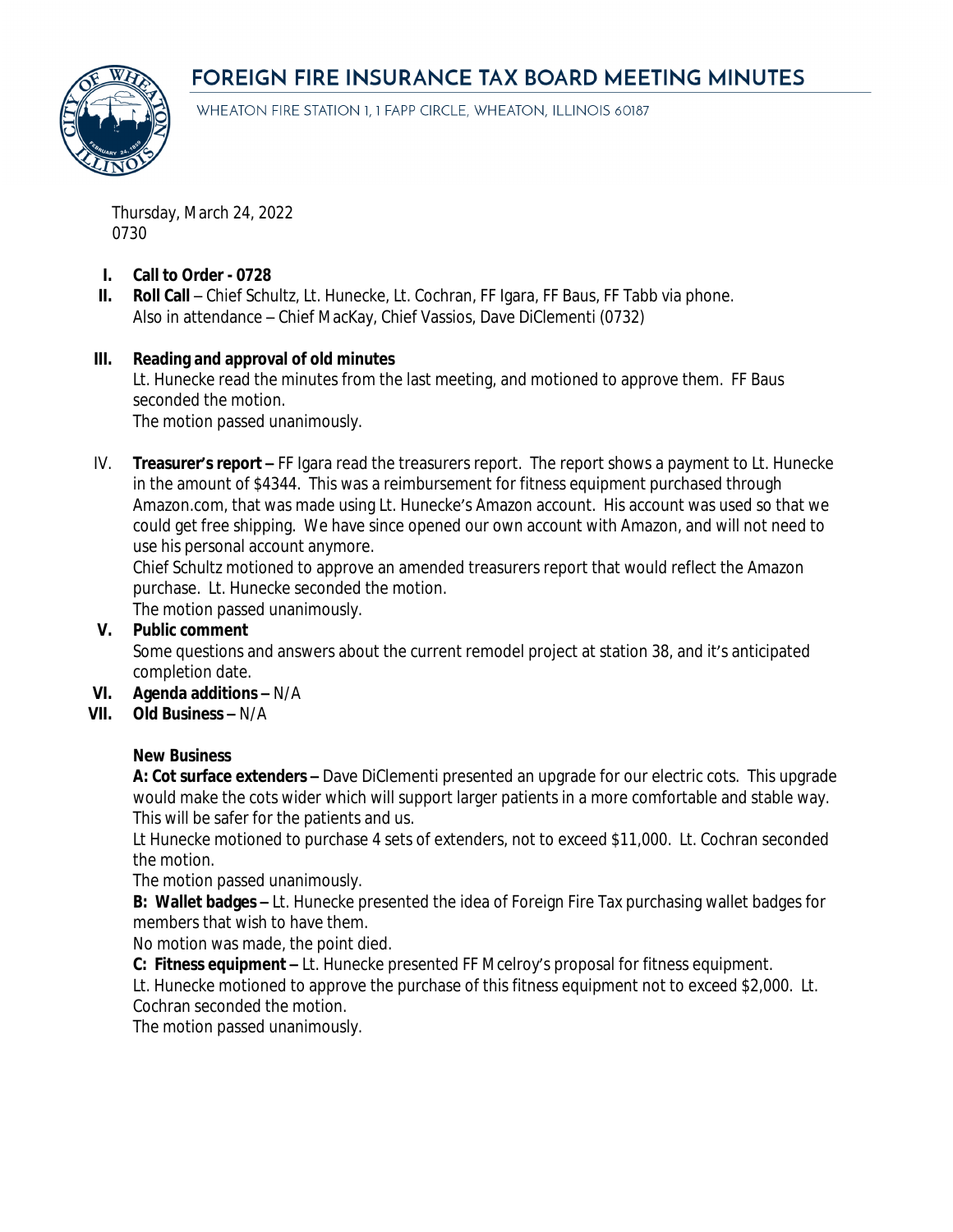# FOREIGN FIRE INSURANCE TAX BOARD MEETING MINUTES

WHEATON FIRE STATION 1, 1 FAPP CIRCLE, WHEATON, ILLINOIS 60187

Thursday, March 24, 2022
0730

I. **Call to Order - 0728**

II. **Roll Call** – Chief Schultz, Lt. Hunecke, Lt. Cochran, FF Igara, FF Baus, FF Tabb via phone.
Also in attendance – Chief MacKay, Chief Vassios, Dave DiClementi (0732)

III. **Reading and approval of old minutes**
Lt. Hunecke read the minutes from the last meeting, and motioned to approve them. FF Baus seconded the motion.
The motion passed unanimously.

IV. **Treasurer's report –** FF Igara read the treasurers report. The report shows a payment to Lt. Hunecke in the amount of $4344. This was a reimbursement for fitness equipment purchased through Amazon.com, that was made using Lt. Hunecke's Amazon account. His account was used so that we could get free shipping. We have since opened our own account with Amazon, and will not need to use his personal account anymore.
Chief Schultz motioned to approve an amended treasurers report that would reflect the Amazon purchase. Lt. Hunecke seconded the motion.
The motion passed unanimously.

V. **Public comment**
Some questions and answers about the current remodel project at station 38, and it's anticipated completion date.

VI. **Agenda additions –** N/A

VII. **Old Business –** N/A

**New Business**

**A: Cot surface extenders –** Dave DiClementi presented an upgrade for our electric cots. This upgrade would make the cots wider which will support larger patients in a more comfortable and stable way. This will be safer for the patients and us.
Lt Hunecke motioned to purchase 4 sets of extenders, not to exceed $11,000. Lt. Cochran seconded the motion.
The motion passed unanimously.

**B: Wallet badges –** Lt. Hunecke presented the idea of Foreign Fire Tax purchasing wallet badges for members that wish to have them.
No motion was made, the point died.

**C: Fitness equipment –** Lt. Hunecke presented FF Mcelroy's proposal for fitness equipment.
Lt. Hunecke motioned to approve the purchase of this fitness equipment not to exceed $2,000. Lt. Cochran seconded the motion.
The motion passed unanimously.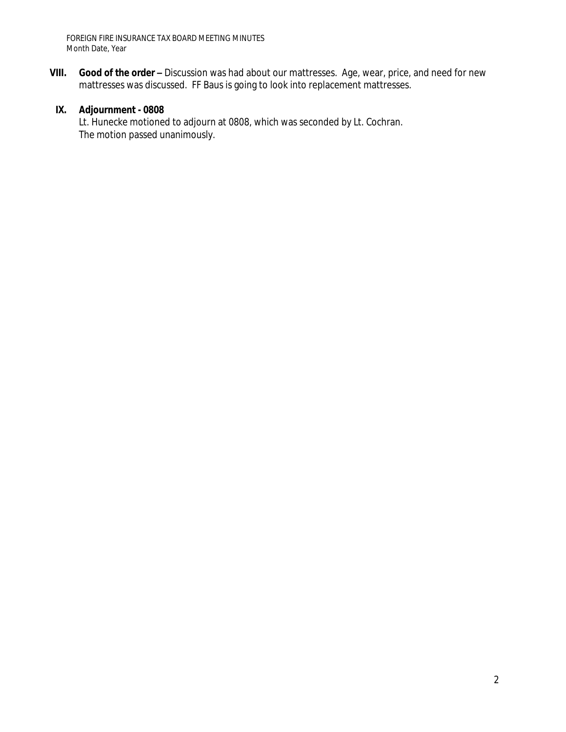**VIII. Good of the order –** Discussion was had about our mattresses. Age, wear, price, and need for new mattresses was discussed. FF Baus is going to look into replacement mattresses.

**IX. Adjournment - 0808**

Lt. Hunecke motioned to adjourn at 0808, which was seconded by Lt. Cochran.
The motion passed unanimously.